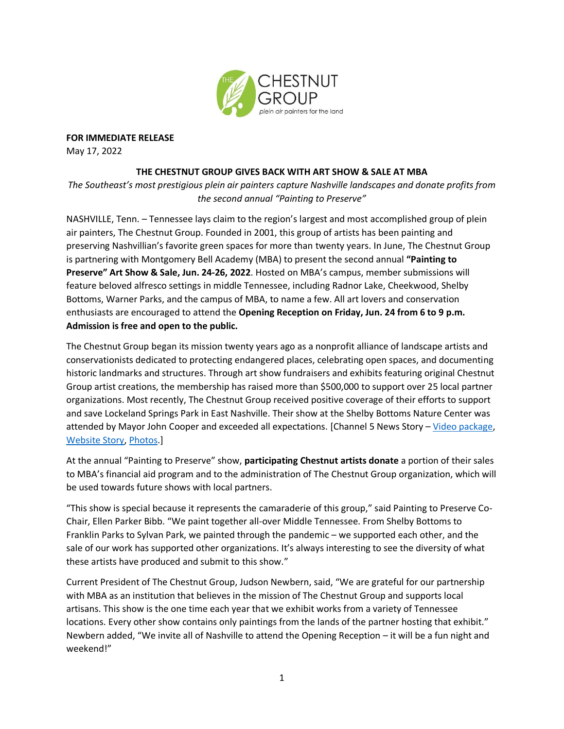**FOR IMMEDIATE RELEASE**
May 17, 2022

# THE CHESTNUT GROUP GIVES BACK WITH ART SHOW & SALE AT MBA

*The Southeast's most prestigious plein air painters capture Nashville landscapes and donate profits from the second annual "Painting to Preserve"*

NASHVILLE, Tenn. – Tennessee lays claim to the region's largest and most accomplished group of plein air painters, The Chestnut Group. Founded in 2001, this group of artists has been painting and preserving Nashvillian's favorite green spaces for more than twenty years. In June, The Chestnut Group is partnering with Montgomery Bell Academy (MBA) to present the second annual **"Painting to Preserve" Art Show & Sale, Jun. 24-26, 2022**. Hosted on MBA's campus, member submissions will feature beloved alfresco settings in middle Tennessee, including Radnor Lake, Cheekwood, Shelby Bottoms, Warner Parks, and the campus of MBA, to name a few. All art lovers and conservation enthusiasts are encouraged to attend the **Opening Reception on Friday, Jun. 24 from 6 to 9 p.m. Admission is free and open to the public.**

The Chestnut Group began its mission twenty years ago as a nonprofit alliance of landscape artists and conservationists dedicated to protecting endangered places, celebrating open spaces, and documenting historic landmarks and structures. Through art show fundraisers and exhibits featuring original Chestnut Group artist creations, the membership has raised more than $500,000 to support over 25 local partner organizations. Most recently, The Chestnut Group received positive coverage of their efforts to support and save Lockeland Springs Park in East Nashville. Their show at the Shelby Bottoms Nature Center was attended by Mayor John Cooper and exceeded all expectations. [Channel 5 News Story – Video package, Website Story, Photos.]

At the annual "Painting to Preserve" show, **participating Chestnut artists donate** a portion of their sales to MBA's financial aid program and to the administration of The Chestnut Group organization, which will be used towards future shows with local partners.

"This show is special because it represents the camaraderie of this group," said Painting to Preserve Co-Chair, Ellen Parker Bibb. "We paint together all-over Middle Tennessee. From Shelby Bottoms to Franklin Parks to Sylvan Park, we painted through the pandemic – we supported each other, and the sale of our work has supported other organizations. It's always interesting to see the diversity of what these artists have produced and submit to this show."

Current President of The Chestnut Group, Judson Newbern, said, "We are grateful for our partnership with MBA as an institution that believes in the mission of The Chestnut Group and supports local artisans. This show is the one time each year that we exhibit works from a variety of Tennessee locations. Every other show contains only paintings from the lands of the partner hosting that exhibit." Newbern added, "We invite all of Nashville to attend the Opening Reception – it will be a fun night and weekend!"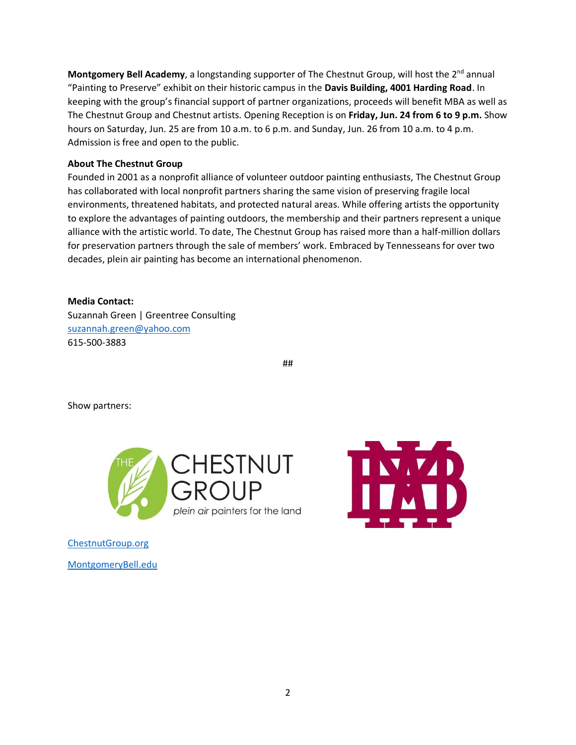**Montgomery Bell Academy**, a longstanding supporter of The Chestnut Group, will host the 2nd annual "Painting to Preserve" exhibit on their historic campus in the **Davis Building, 4001 Harding Road**. In keeping with the group's financial support of partner organizations, proceeds will benefit MBA as well as The Chestnut Group and Chestnut artists. Opening Reception is on **Friday, Jun. 24 from 6 to 9 p.m.** Show hours on Saturday, Jun. 25 are from 10 a.m. to 6 p.m. and Sunday, Jun. 26 from 10 a.m. to 4 p.m. Admission is free and open to the public.

**About The Chestnut Group**

Founded in 2001 as a nonprofit alliance of volunteer outdoor painting enthusiasts, The Chestnut Group has collaborated with local nonprofit partners sharing the same vision of preserving fragile local environments, threatened habitats, and protected natural areas. While offering artists the opportunity to explore the advantages of painting outdoors, the membership and their partners represent a unique alliance with the artistic world. To date, The Chestnut Group has raised more than a half-million dollars for preservation partners through the sale of members' work. Embraced by Tennesseans for over two decades, plein air painting has become an international phenomenon.

**Media Contact:**
Suzannah Green | Greentree Consulting
suzannah.green@yahoo.com
615-500-3883

##

Show partners:

THE CHESTNUT GROUP
*plein air* painters for the land

ChestnutGroup.org

MontgomeryBell.edu